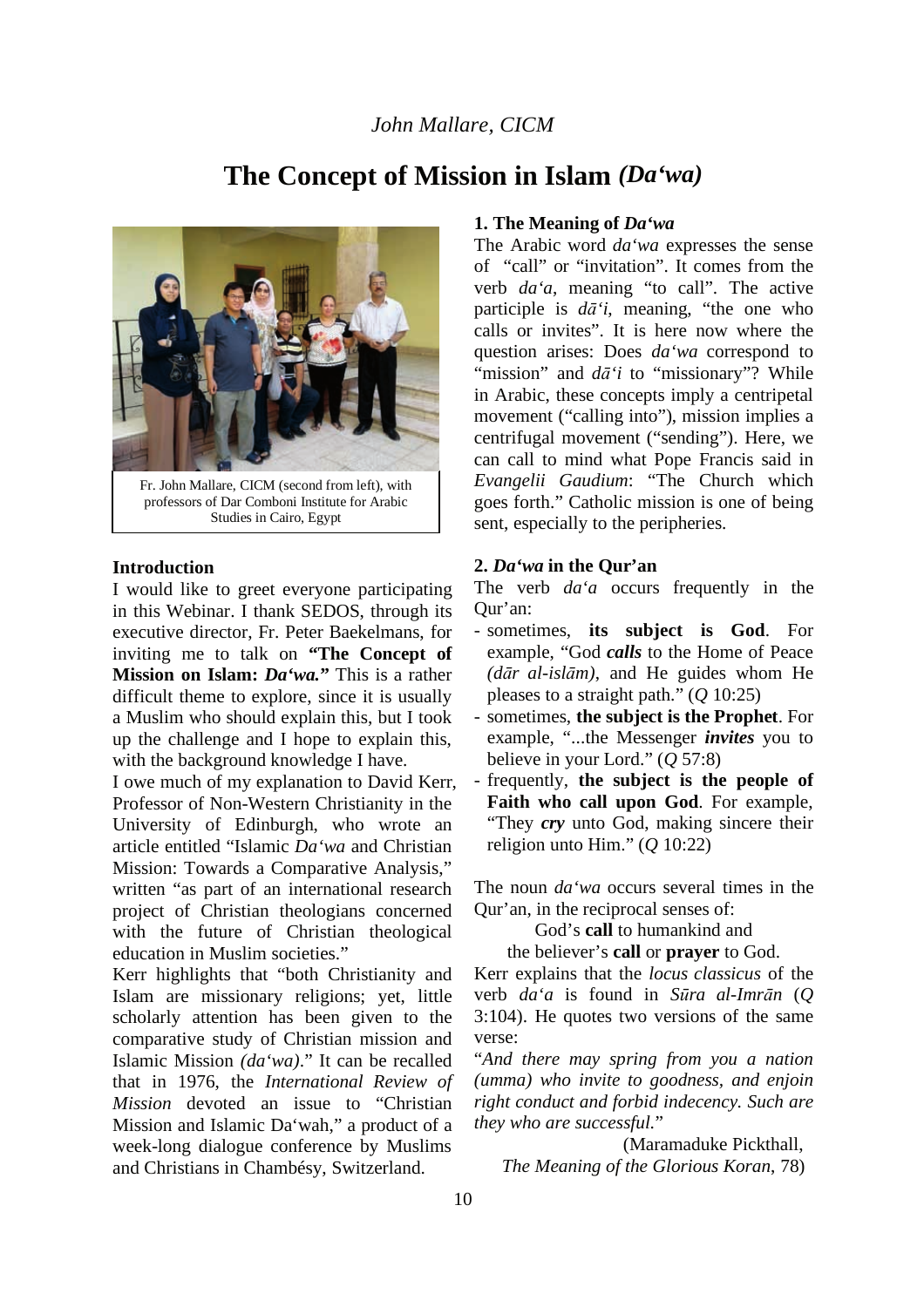*John Mallare, CICM*

# The Concept of Mission in Islam *(Da'wa)*

Fr. John Mallare, CICM (second from left), with professors of Dar Comboni Institute for Arabic Studies in Cairo, Egypt

## Introduction

I would like to greet everyone participating in this Webinar. I thank SEDOS, through its executive director, Fr. Peter Baekelmans, for inviting me to talk on **"The Concept of Mission on Islam: *Da'wa.*"** This is a rather difficult theme to explore, since it is usually a Muslim who should explain this, but I took up the challenge and I hope to explain this, with the background knowledge I have.

I owe much of my explanation to David Kerr, Professor of Non-Western Christianity in the University of Edinburgh, who wrote an article entitled "Islamic *Da'wa* and Christian Mission: Towards a Comparative Analysis," written "as part of an international research project of Christian theologians concerned with the future of Christian theological education in Muslim societies."

Kerr highlights that "both Christianity and Islam are missionary religions; yet, little scholarly attention has been given to the comparative study of Christian mission and Islamic Mission *(da'wa)*." It can be recalled that in 1976, the *International Review of Mission* devoted an issue to "Christian Mission and Islamic Da'wah," a product of a week-long dialogue conference by Muslims and Christians in Chambésy, Switzerland.

## 1. The Meaning of *Da'wa*

The Arabic word *da'wa* expresses the sense of "call" or "invitation". It comes from the verb *da'a*, meaning "to call". The active participle is *dā'i*, meaning, "the one who calls or invites". It is here now where the question arises: Does *da'wa* correspond to "mission" and *dā'i* to "missionary"? While in Arabic, these concepts imply a centripetal movement ("calling into"), mission implies a centrifugal movement ("sending"). Here, we can call to mind what Pope Francis said in *Evangelii Gaudium*: "The Church which goes forth." Catholic mission is one of being sent, especially to the peripheries.

## 2. *Da'wa* in the Qur'an

The verb *da'a* occurs frequently in the Qur'an:

- sometimes, **its subject is God**. For example, "God ***calls*** to the Home of Peace *(dār al-islām)*, and He guides whom He pleases to a straight path." (*Q* 10:25)
- sometimes, **the subject is the Prophet**. For example, "...the Messenger ***invites*** you to believe in your Lord." (*Q* 57:8)
- frequently, **the subject is the people of Faith who call upon God**. For example, "They ***cry*** unto God, making sincere their religion unto Him." (*Q* 10:22)

The noun *da'wa* occurs several times in the Qur'an, in the reciprocal senses of:

God's **call** to humankind and
the believer's **call** or **prayer** to God.

Kerr explains that the *locus classicus* of the verb *da'a* is found in *Sūra al-Imrān* (*Q* 3:104). He quotes two versions of the same verse:

"*And there may spring from you a nation (umma) who invite to goodness, and enjoin right conduct and forbid indecency. Such are they who are successful.*"

(Maramaduke Pickthall, *The Meaning of the Glorious Koran*, 78)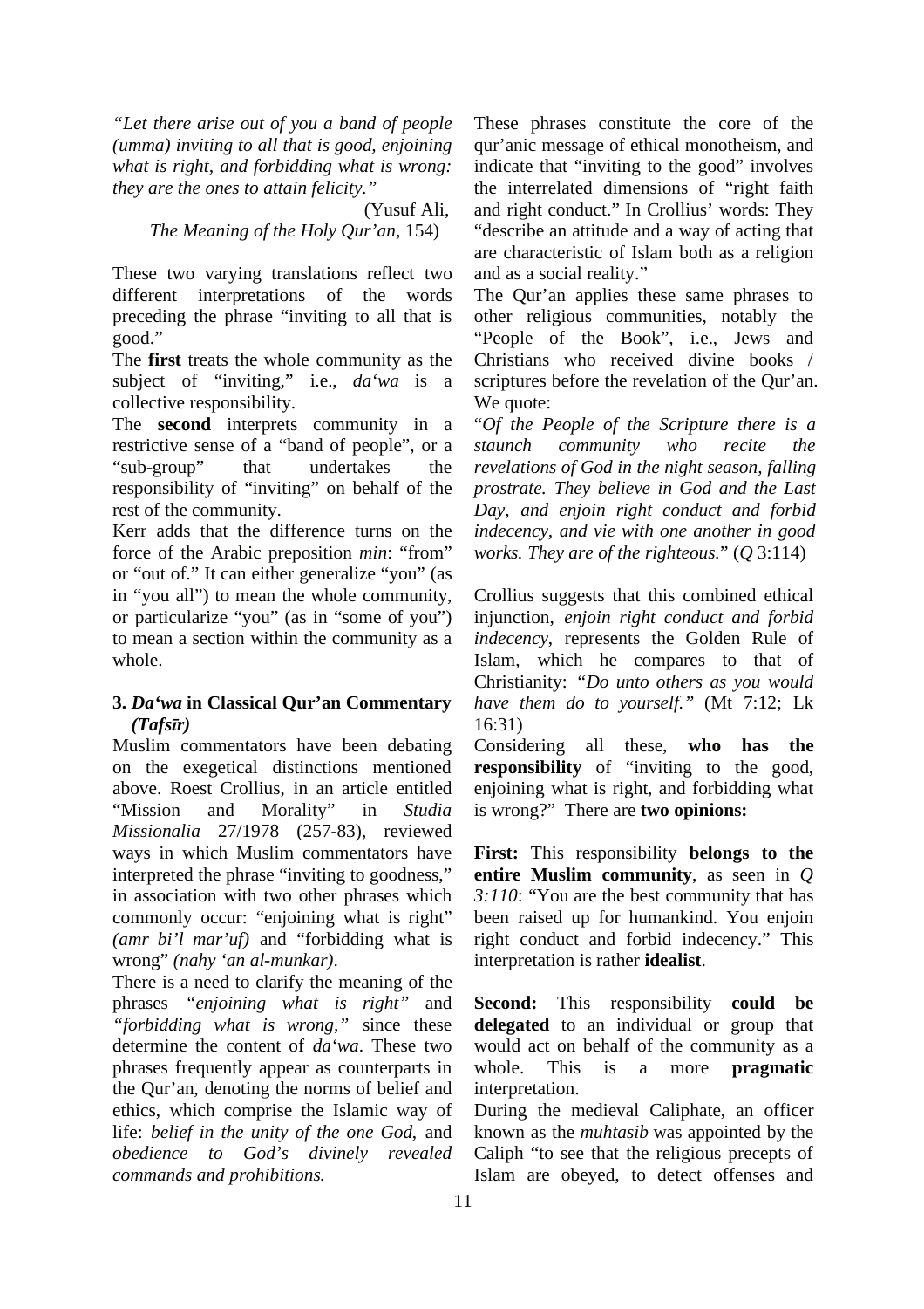*"Let there arise out of you a band of people (umma) inviting to all that is good, enjoining what is right, and forbidding what is wrong: they are the ones to attain felicity."*

(Yusuf Ali, *The Meaning of the Holy Qur'an*, 154)

These two varying translations reflect two different interpretations of the words preceding the phrase "inviting to all that is good."

The **first** treats the whole community as the subject of "inviting," i.e., *da'wa* is a collective responsibility.

The **second** interprets community in a restrictive sense of a "band of people", or a "sub-group" that undertakes the responsibility of "inviting" on behalf of the rest of the community.

Kerr adds that the difference turns on the force of the Arabic preposition *min*: "from" or "out of." It can either generalize "you" (as in "you all") to mean the whole community, or particularize "you" (as in "some of you") to mean a section within the community as a whole.

### 3. *Da'wa* in Classical Qur'an Commentary *(Tafsīr)*

Muslim commentators have been debating on the exegetical distinctions mentioned above. Roest Crollius, in an article entitled "Mission and Morality" in *Studia Missionalia* 27/1978 (257-83), reviewed ways in which Muslim commentators have interpreted the phrase "inviting to goodness," in association with two other phrases which commonly occur: "enjoining what is right" *(amr bi'l mar'uf)* and "forbidding what is wrong" *(nahy 'an al-munkar)*.

There is a need to clarify the meaning of the phrases *"enjoining what is right"* and *"forbidding what is wrong,"* since these determine the content of *da'wa*. These two phrases frequently appear as counterparts in the Qur'an, denoting the norms of belief and ethics, which comprise the Islamic way of life: *belief in the unity of the one God*, and *obedience to God's divinely revealed commands and prohibitions.*

These phrases constitute the core of the qur'anic message of ethical monotheism, and indicate that "inviting to the good" involves the interrelated dimensions of "right faith and right conduct." In Crollius' words: They "describe an attitude and a way of acting that are characteristic of Islam both as a religion and as a social reality."

The Qur'an applies these same phrases to other religious communities, notably the "People of the Book", i.e., Jews and Christians who received divine books / scriptures before the revelation of the Qur'an. We quote:

"*Of the People of the Scripture there is a staunch community who recite the revelations of God in the night season, falling prostrate. They believe in God and the Last Day, and enjoin right conduct and forbid indecency, and vie with one another in good works. They are of the righteous.*" (*Q* 3:114)

Crollius suggests that this combined ethical injunction, *enjoin right conduct and forbid indecency*, represents the Golden Rule of Islam, which he compares to that of Christianity: *"Do unto others as you would have them do to yourself."* (Mt 7:12; Lk 16:31)

Considering all these, **who has the responsibility** of "inviting to the good, enjoining what is right, and forbidding what is wrong?" There are **two opinions:**

**First:** This responsibility **belongs to the entire Muslim community**, as seen in *Q 3:110*: "You are the best community that has been raised up for humankind. You enjoin right conduct and forbid indecency." This interpretation is rather **idealist**.

**Second:** This responsibility **could be delegated** to an individual or group that would act on behalf of the community as a whole. This is a more **pragmatic** interpretation.

During the medieval Caliphate, an officer known as the *muhtasib* was appointed by the Caliph "to see that the religious precepts of Islam are obeyed, to detect offenses and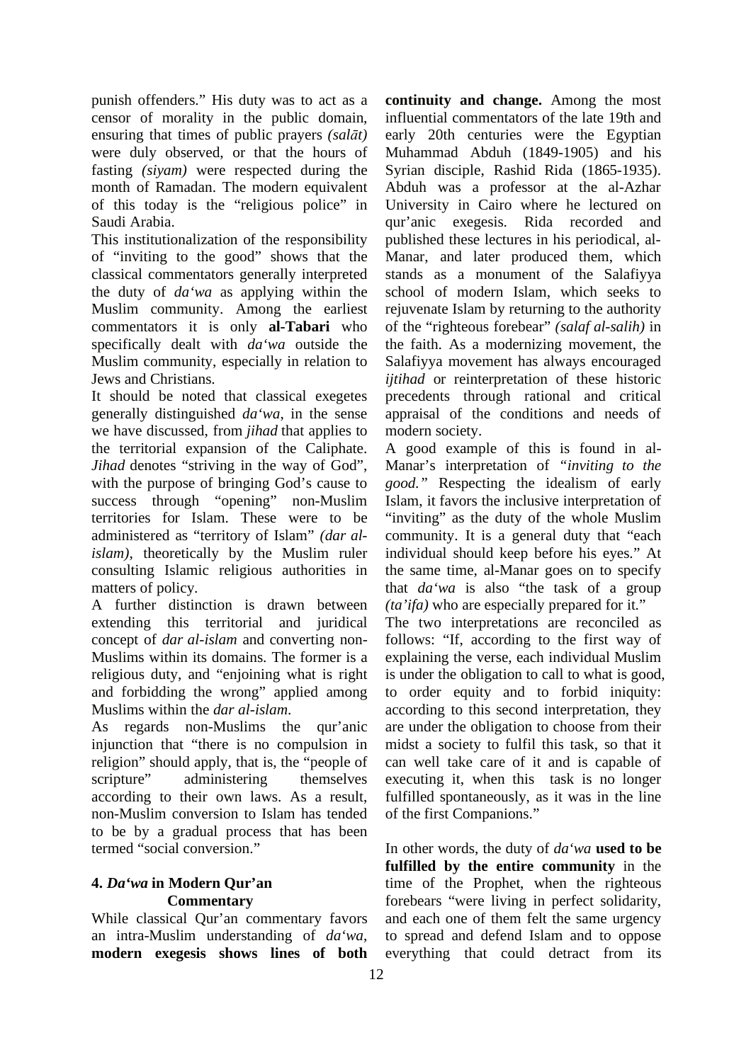punish offenders." His duty was to act as a censor of morality in the public domain, ensuring that times of public prayers *(salāt)* were duly observed, or that the hours of fasting *(siyam)* were respected during the month of Ramadan. The modern equivalent of this today is the "religious police" in Saudi Arabia.

This institutionalization of the responsibility of "inviting to the good" shows that the classical commentators generally interpreted the duty of *da'wa* as applying within the Muslim community. Among the earliest commentators it is only **al-Tabari** who specifically dealt with *da'wa* outside the Muslim community, especially in relation to Jews and Christians.

It should be noted that classical exegetes generally distinguished *da'wa*, in the sense we have discussed, from *jihad* that applies to the territorial expansion of the Caliphate. *Jihad* denotes "striving in the way of God", with the purpose of bringing God's cause to success through "opening" non-Muslim territories for Islam. These were to be administered as "territory of Islam" *(dar al-islam)*, theoretically by the Muslim ruler consulting Islamic religious authorities in matters of policy.

A further distinction is drawn between extending this territorial and juridical concept of *dar al-islam* and converting non-Muslims within its domains. The former is a religious duty, and "enjoining what is right and forbidding the wrong" applied among Muslims within the *dar al-islam*.

As regards non-Muslims the qur'anic injunction that "there is no compulsion in religion" should apply, that is, the "people of scripture" administering themselves according to their own laws. As a result, non-Muslim conversion to Islam has tended to be by a gradual process that has been termed "social conversion."

## 4. *Da'wa* in Modern Qur'an Commentary

While classical Qur'an commentary favors an intra-Muslim understanding of *da'wa*, **modern exegesis shows lines of both continuity and change.** Among the most influential commentators of the late 19th and early 20th centuries were the Egyptian Muhammad Abduh (1849-1905) and his Syrian disciple, Rashid Rida (1865-1935). Abduh was a professor at the al-Azhar University in Cairo where he lectured on qur'anic exegesis. Rida recorded and published these lectures in his periodical, al-Manar, and later produced them, which stands as a monument of the Salafiyya school of modern Islam, which seeks to rejuvenate Islam by returning to the authority of the "righteous forebear" *(salaf al-salih)* in the faith. As a modernizing movement, the Salafiyya movement has always encouraged *ijtihad* or reinterpretation of these historic precedents through rational and critical appraisal of the conditions and needs of modern society.

A good example of this is found in al-Manar's interpretation of *"inviting to the good."* Respecting the idealism of early Islam, it favors the inclusive interpretation of "inviting" as the duty of the whole Muslim community. It is a general duty that "each individual should keep before his eyes." At the same time, al-Manar goes on to specify that *da'wa* is also "the task of a group *(ta'ifa)* who are especially prepared for it."

The two interpretations are reconciled as follows: "If, according to the first way of explaining the verse, each individual Muslim is under the obligation to call to what is good, to order equity and to forbid iniquity: according to this second interpretation, they are under the obligation to choose from their midst a society to fulfil this task, so that it can well take care of it and is capable of executing it, when this task is no longer fulfilled spontaneously, as it was in the line of the first Companions."

In other words, the duty of *da'wa* **used to be fulfilled by the entire community** in the time of the Prophet, when the righteous forebears "were living in perfect solidarity, and each one of them felt the same urgency to spread and defend Islam and to oppose everything that could detract from its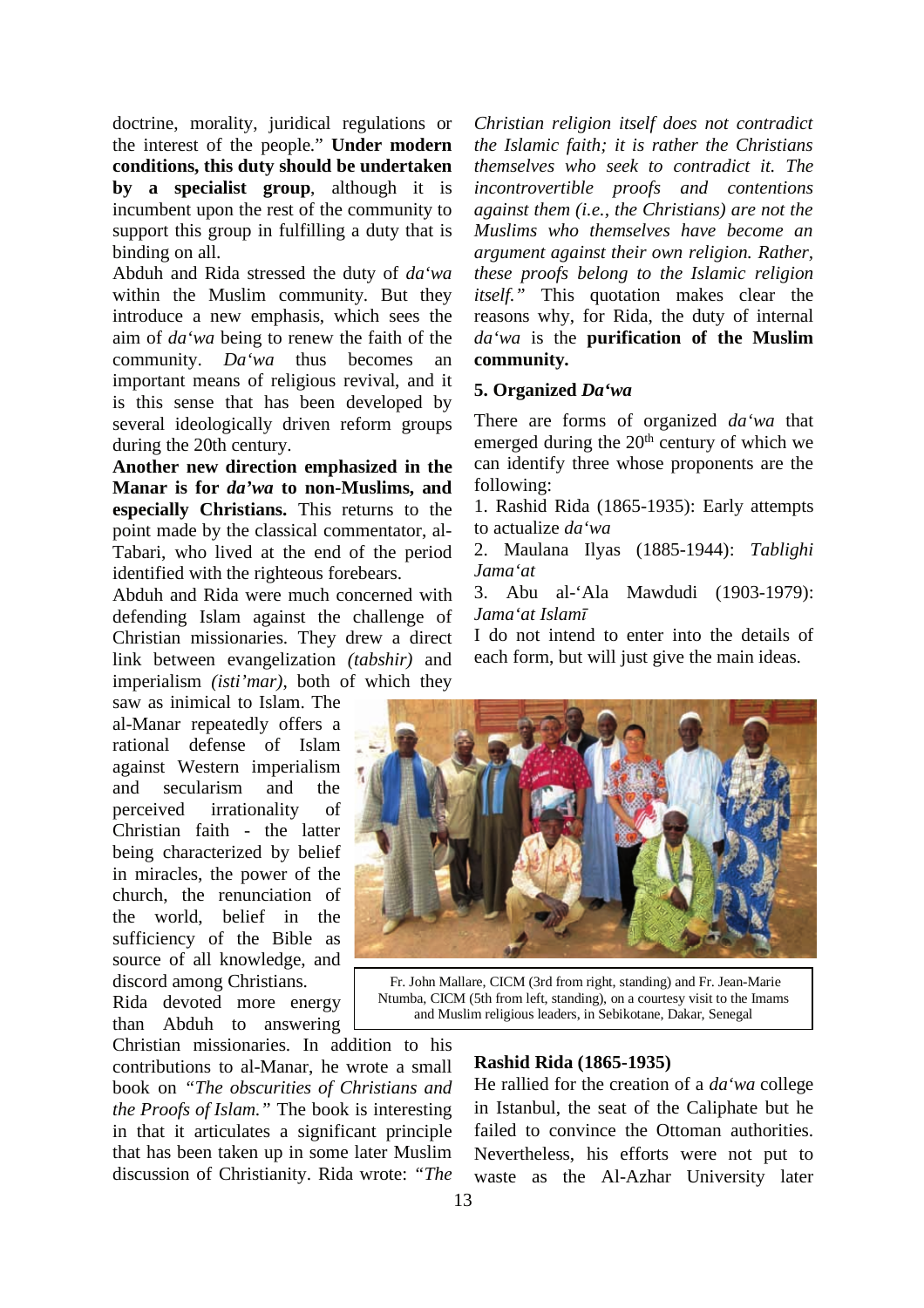doctrine, morality, juridical regulations or the interest of the people." **Under modern conditions, this duty should be undertaken by a specialist group**, although it is incumbent upon the rest of the community to support this group in fulfilling a duty that is binding on all.

Abduh and Rida stressed the duty of *da'wa* within the Muslim community. But they introduce a new emphasis, which sees the aim of *da'wa* being to renew the faith of the community. *Da'wa* thus becomes an important means of religious revival, and it is this sense that has been developed by several ideologically driven reform groups during the 20th century.

**Another new direction emphasized in the Manar is for *da'wa* to non-Muslims, and especially Christians.** This returns to the point made by the classical commentator, al-Tabari, who lived at the end of the period identified with the righteous forebears.

Abduh and Rida were much concerned with defending Islam against the challenge of Christian missionaries. They drew a direct link between evangelization *(tabshir)* and imperialism *(isti'mar)*, both of which they saw as inimical to Islam. The al-Manar repeatedly offers a rational defense of Islam against Western imperialism and secularism and the perceived irrationality of Christian faith - the latter being characterized by belief in miracles, the power of the church, the renunciation of the world, belief in the sufficiency of the Bible as source of all knowledge, and discord among Christians.

Rida devoted more energy than Abduh to answering Christian missionaries. In addition to his contributions to al-Manar, he wrote a small book on *"The obscurities of Christians and the Proofs of Islam."* The book is interesting in that it articulates a significant principle that has been taken up in some later Muslim discussion of Christianity. Rida wrote: *"The Christian religion itself does not contradict the Islamic faith; it is rather the Christians themselves who seek to contradict it. The incontrovertible proofs and contentions against them (i.e., the Christians) are not the Muslims who themselves have become an argument against their own religion. Rather, these proofs belong to the Islamic religion itself."* This quotation makes clear the reasons why, for Rida, the duty of internal *da'wa* is the **purification of the Muslim community.**

## 5. Organized *Da'wa*

There are forms of organized *da'wa* that emerged during the 20th century of which we can identify three whose proponents are the following:

1. Rashid Rida (1865-1935): Early attempts to actualize *da'wa*
2. Maulana Ilyas (1885-1944): *Tablighi Jama'at*
3. Abu al-'Ala Mawdudi (1903-1979): *Jama'at Islamī*

I do not intend to enter into the details of each form, but will just give the main ideas.

Fr. John Mallare, CICM (3rd from right, standing) and Fr. Jean-Marie Ntumba, CICM (5th from left, standing), on a courtesy visit to the Imams and Muslim religious leaders, in Sebikotane, Dakar, Senegal

### Rashid Rida (1865-1935)

He rallied for the creation of a *da'wa* college in Istanbul, the seat of the Caliphate but he failed to convince the Ottoman authorities. Nevertheless, his efforts were not put to waste as the Al-Azhar University later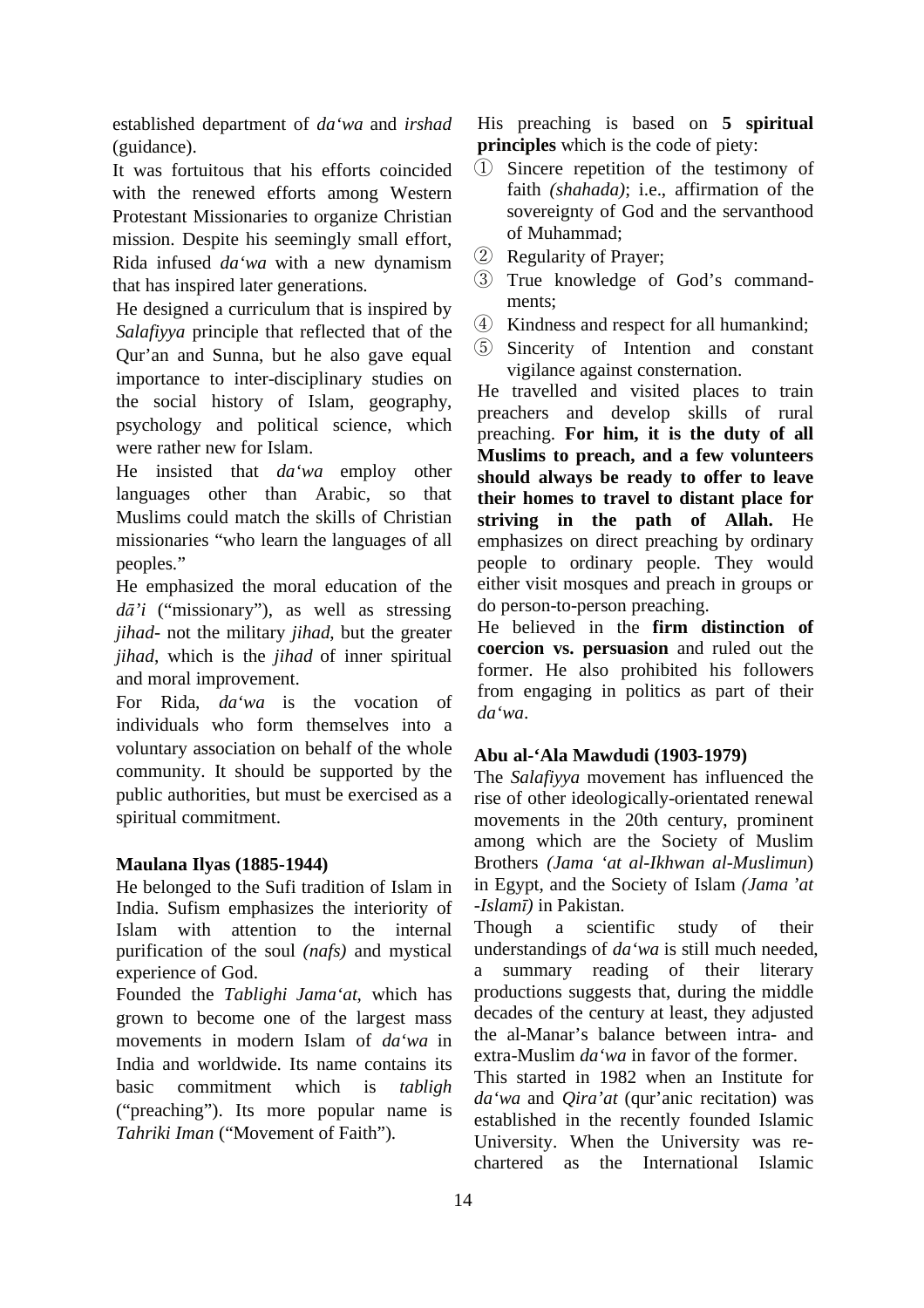established department of *da'wa* and *irshad* (guidance).

It was fortuitous that his efforts coincided with the renewed efforts among Western Protestant Missionaries to organize Christian mission. Despite his seemingly small effort, Rida infused *da'wa* with a new dynamism that has inspired later generations.

He designed a curriculum that is inspired by *Salafiyya* principle that reflected that of the Qur'an and Sunna, but he also gave equal importance to inter-disciplinary studies on the social history of Islam, geography, psychology and political science, which were rather new for Islam.

He insisted that *da'wa* employ other languages other than Arabic, so that Muslims could match the skills of Christian missionaries "who learn the languages of all peoples."

He emphasized the moral education of the *dā'i* ("missionary"), as well as stressing *jihad*- not the military *jihad*, but the greater *jihad*, which is the *jihad* of inner spiritual and moral improvement.

For Rida, *da'wa* is the vocation of individuals who form themselves into a voluntary association on behalf of the whole community. It should be supported by the public authorities, but must be exercised as a spiritual commitment.

**Maulana Ilyas (1885-1944)**

He belonged to the Sufi tradition of Islam in India. Sufism emphasizes the interiority of Islam with attention to the internal purification of the soul *(nafs)* and mystical experience of God.

Founded the *Tablighi Jama'at*, which has grown to become one of the largest mass movements in modern Islam of *da'wa* in India and worldwide. Its name contains its basic commitment which is *tabligh* ("preaching"). Its more popular name is *Tahriki Iman* ("Movement of Faith").

His preaching is based on **5 spiritual principles** which is the code of piety:

① Sincere repetition of the testimony of faith *(shahada)*; i.e., affirmation of the sovereignty of God and the servanthood of Muhammad;
② Regularity of Prayer;
③ True knowledge of God's commandments;
④ Kindness and respect for all humankind;
⑤ Sincerity of Intention and constant vigilance against consternation.

He travelled and visited places to train preachers and develop skills of rural preaching. **For him, it is the duty of all Muslims to preach, and a few volunteers should always be ready to offer to leave their homes to travel to distant place for striving in the path of Allah.** He emphasizes on direct preaching by ordinary people to ordinary people. They would either visit mosques and preach in groups or do person-to-person preaching.

He believed in the **firm distinction of coercion vs. persuasion** and ruled out the former. He also prohibited his followers from engaging in politics as part of their *da'wa*.

**Abu al-'Ala Mawdudi (1903-1979)**

The *Salafiyya* movement has influenced the rise of other ideologically-orientated renewal movements in the 20th century, prominent among which are the Society of Muslim Brothers *(Jama 'at al-Ikhwan al-Muslimun*) in Egypt, and the Society of Islam *(Jama 'at -Islamī)* in Pakistan.

Though a scientific study of their understandings of *da'wa* is still much needed, a summary reading of their literary productions suggests that, during the middle decades of the century at least, they adjusted the al-Manar's balance between intra- and extra-Muslim *da'wa* in favor of the former.

This started in 1982 when an Institute for *da'wa* and *Qira'at* (qur'anic recitation) was established in the recently founded Islamic University. When the University was re-chartered as the International Islamic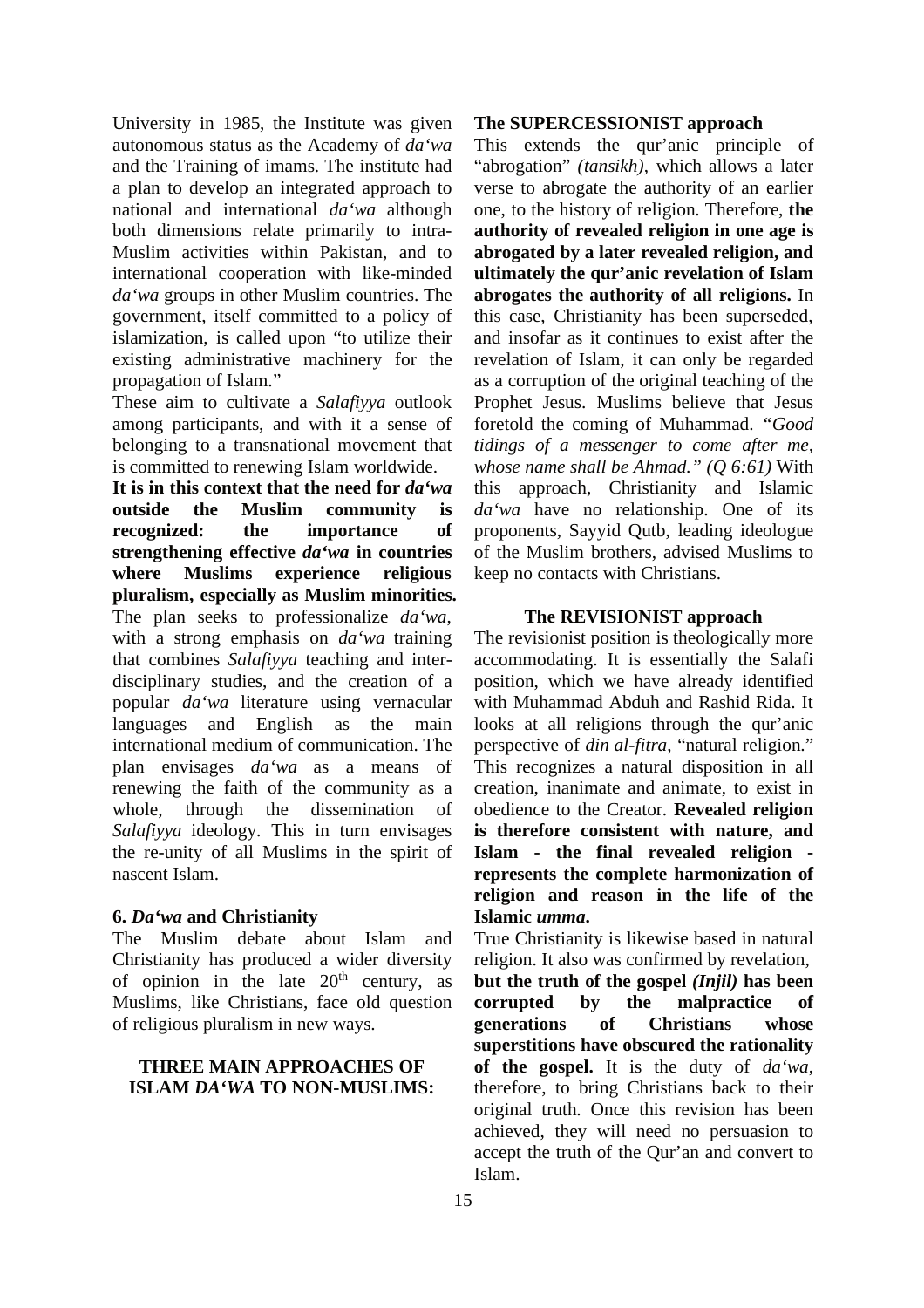University in 1985, the Institute was given autonomous status as the Academy of *da'wa* and the Training of imams. The institute had a plan to develop an integrated approach to national and international *da'wa* although both dimensions relate primarily to intra-Muslim activities within Pakistan, and to international cooperation with like-minded *da'wa* groups in other Muslim countries. The government, itself committed to a policy of islamization, is called upon "to utilize their existing administrative machinery for the propagation of Islam."

These aim to cultivate a *Salafiyya* outlook among participants, and with it a sense of belonging to a transnational movement that is committed to renewing Islam worldwide.

**It is in this context that the need for *da'wa* outside the Muslim community is recognized: the importance of strengthening effective *da'wa* in countries where Muslims experience religious pluralism, especially as Muslim minorities.** The plan seeks to professionalize *da'wa*, with a strong emphasis on *da'wa* training that combines *Salafiyya* teaching and inter-disciplinary studies, and the creation of a popular *da'wa* literature using vernacular languages and English as the main international medium of communication. The plan envisages *da'wa* as a means of renewing the faith of the community as a whole, through the dissemination of *Salafiyya* ideology. This in turn envisages the re-unity of all Muslims in the spirit of nascent Islam.

## 6. *Da'wa* and Christianity

The Muslim debate about Islam and Christianity has produced a wider diversity of opinion in the late 20th century, as Muslims, like Christians, face old question of religious pluralism in new ways.

### THREE MAIN APPROACHES OF ISLAM *DA'WA* TO NON-MUSLIMS:

**The SUPERCESSIONIST approach**

This extends the qur'anic principle of "abrogation" *(tansikh)*, which allows a later verse to abrogate the authority of an earlier one, to the history of religion. Therefore, **the authority of revealed religion in one age is abrogated by a later revealed religion, and ultimately the qur'anic revelation of Islam abrogates the authority of all religions.** In this case, Christianity has been superseded, and insofar as it continues to exist after the revelation of Islam, it can only be regarded as a corruption of the original teaching of the Prophet Jesus. Muslims believe that Jesus foretold the coming of Muhammad. "*Good tidings of a messenger to come after me, whose name shall be Ahmad." (Q 6:61)* With this approach, Christianity and Islamic *da'wa* have no relationship. One of its proponents, Sayyid Qutb, leading ideologue of the Muslim brothers, advised Muslims to keep no contacts with Christians.

**The REVISIONIST approach**

The revisionist position is theologically more accommodating. It is essentially the Salafi position, which we have already identified with Muhammad Abduh and Rashid Rida. It looks at all religions through the qur'anic perspective of *din al-fitra*, "natural religion." This recognizes a natural disposition in all creation, inanimate and animate, to exist in obedience to the Creator. **Revealed religion is therefore consistent with nature, and Islam - the final revealed religion - represents the complete harmonization of religion and reason in the life of the Islamic *umma*.**

True Christianity is likewise based in natural religion. It also was confirmed by revelation, **but the truth of the gospel *(Injil)* has been corrupted by the malpractice of generations of Christians whose superstitions have obscured the rationality of the gospel.** It is the duty of *da'wa*, therefore, to bring Christians back to their original truth. Once this revision has been achieved, they will need no persuasion to accept the truth of the Qur'an and convert to Islam.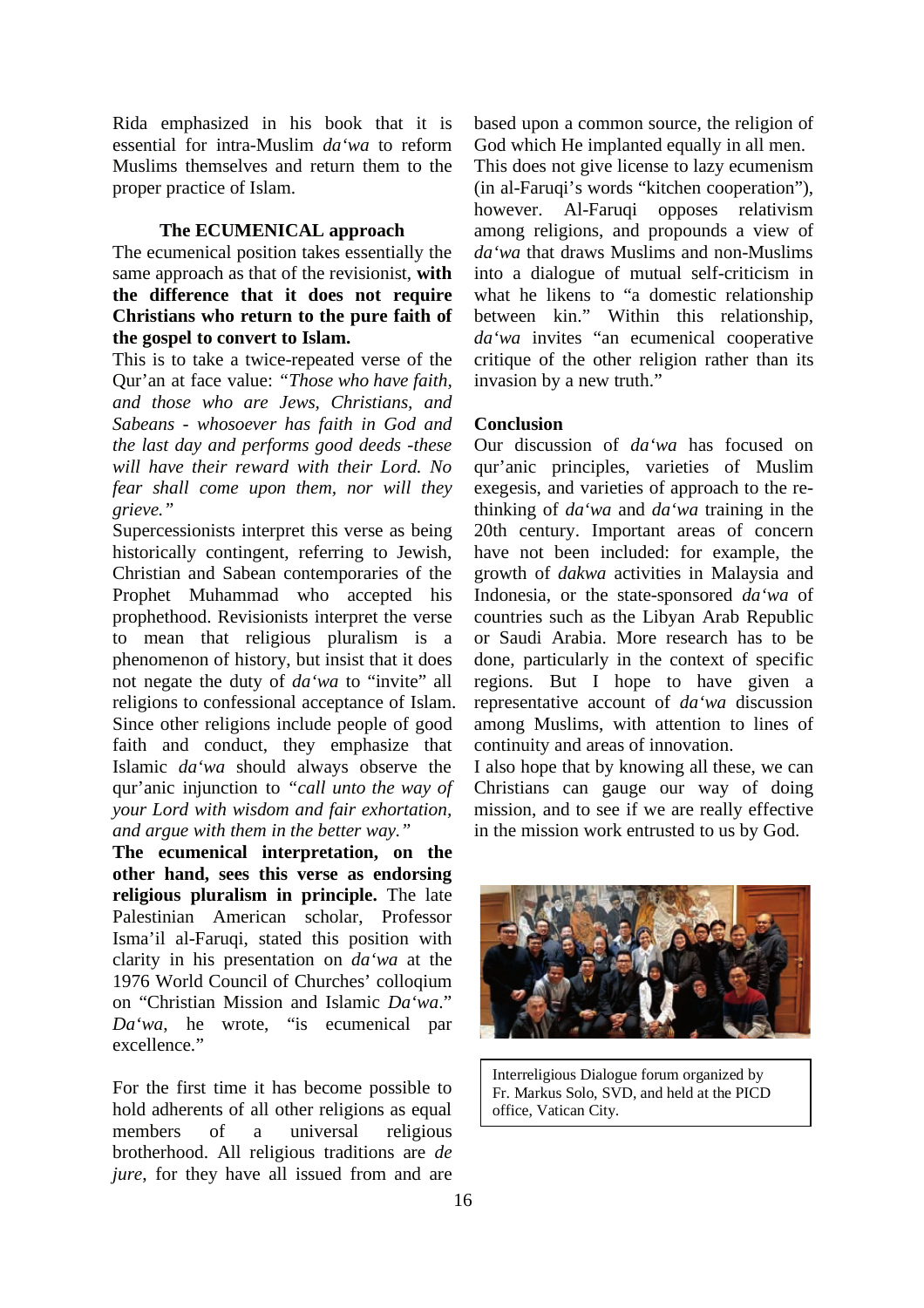Rida emphasized in his book that it is essential for intra-Muslim *da'wa* to reform Muslims themselves and return them to the proper practice of Islam.

### The ECUMENICAL approach

The ecumenical position takes essentially the same approach as that of the revisionist, **with the difference that it does not require Christians who return to the pure faith of the gospel to convert to Islam.**

This is to take a twice-repeated verse of the Qur'an at face value: *"Those who have faith, and those who are Jews, Christians, and Sabeans - whosoever has faith in God and the last day and performs good deeds -these will have their reward with their Lord. No fear shall come upon them, nor will they grieve."*

Supercessionists interpret this verse as being historically contingent, referring to Jewish, Christian and Sabean contemporaries of the Prophet Muhammad who accepted his prophethood. Revisionists interpret the verse to mean that religious pluralism is a phenomenon of history, but insist that it does not negate the duty of *da'wa* to "invite" all religions to confessional acceptance of Islam. Since other religions include people of good faith and conduct, they emphasize that Islamic *da'wa* should always observe the qur'anic injunction to *"call unto the way of your Lord with wisdom and fair exhortation, and argue with them in the better way."*

**The ecumenical interpretation, on the other hand, sees this verse as endorsing religious pluralism in principle.** The late Palestinian American scholar, Professor Isma'il al-Faruqi, stated this position with clarity in his presentation on *da'wa* at the 1976 World Council of Churches' colloqium on "Christian Mission and Islamic *Da'wa*." *Da'wa*, he wrote, "is ecumenical par excellence."

For the first time it has become possible to hold adherents of all other religions as equal members of a universal religious brotherhood. All religious traditions are *de jure*, for they have all issued from and are based upon a common source, the religion of God which He implanted equally in all men. This does not give license to lazy ecumenism (in al-Faruqi's words "kitchen cooperation"), however. Al-Faruqi opposes relativism among religions, and propounds a view of *da'wa* that draws Muslims and non-Muslims into a dialogue of mutual self-criticism in what he likens to "a domestic relationship between kin." Within this relationship, *da'wa* invites "an ecumenical cooperative critique of the other religion rather than its invasion by a new truth."

### Conclusion

Our discussion of *da'wa* has focused on qur'anic principles, varieties of Muslim exegesis, and varieties of approach to the re-thinking of *da'wa* and *da'wa* training in the 20th century. Important areas of concern have not been included: for example, the growth of *dakwa* activities in Malaysia and Indonesia, or the state-sponsored *da'wa* of countries such as the Libyan Arab Republic or Saudi Arabia. More research has to be done, particularly in the context of specific regions. But I hope to have given a representative account of *da'wa* discussion among Muslims, with attention to lines of continuity and areas of innovation.

I also hope that by knowing all these, we can Christians can gauge our way of doing mission, and to see if we are really effective in the mission work entrusted to us by God.

Interreligious Dialogue forum organized by Fr. Markus Solo, SVD, and held at the PICD office, Vatican City.